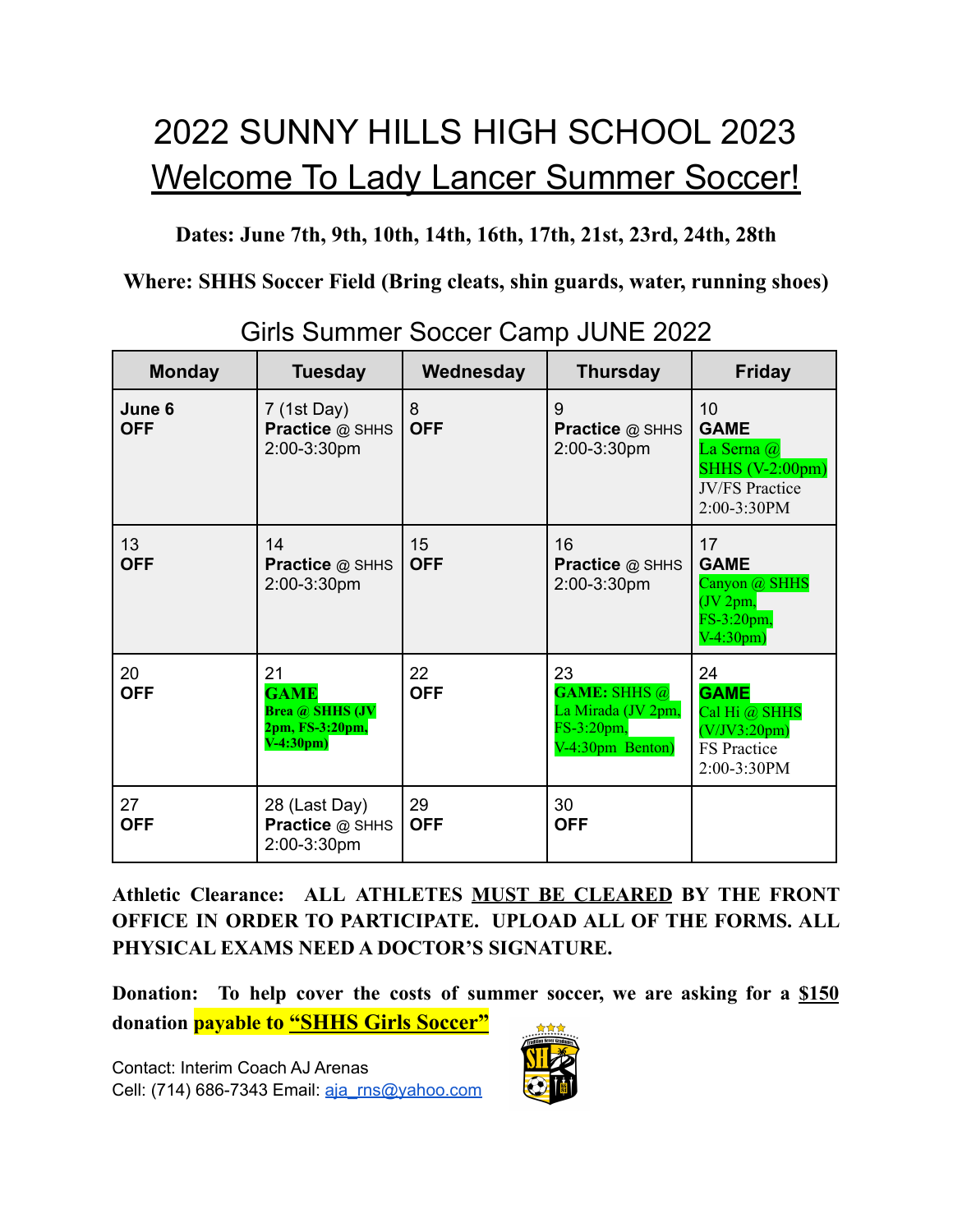# 2022 SUNNY HILLS HIGH SCHOOL 2023

## Welcome To Lady Lancer Summer Soccer!

**Dates: June 7th, 9th, 10th, 14th, 16th, 17th, 21st, 23rd, 24th, 28th**

**Where: SHHS Soccer Field (Bring cleats, shin guards, water, running shoes)**

### Girls Summer Soccer Camp JUNE 2022

| Monday | Tuesday | Wednesday | Thursday | Friday |
|---|---|---|---|---|
| **June 6** **OFF** | 7 (1st Day) **Practice** @ SHHS 2:00-3:30pm | 8 **OFF** | 9 **Practice** @ SHHS 2:00-3:30pm | 10 **GAME** La Serna @ SHHS (V-2:00pm) JV/FS Practice 2:00-3:30PM |
| 13 **OFF** | 14 **Practice** @ SHHS 2:00-3:30pm | 15 **OFF** | 16 **Practice** @ SHHS 2:00-3:30pm | 17 **GAME** Canyon @ SHHS (JV 2pm, FS-3:20pm, V-4:30pm) |
| 20 **OFF** | 21 **GAME** **Brea @ SHHS (JV 2pm, FS-3:20pm, V-4:30pm)** | 22 **OFF** | 23 **GAME:** SHHS @ La Mirada (JV 2pm, FS-3:20pm, V-4:30pm Benton) | 24 **GAME** Cal Hi @ SHHS (V/JV3:20pm) FS Practice 2:00-3:30PM |
| 27 **OFF** | 28 (Last Day) **Practice** @ SHHS 2:00-3:30pm | 29 **OFF** | 30 **OFF** | |

**Athletic Clearance: ALL ATHLETES MUST BE CLEARED BY THE FRONT OFFICE IN ORDER TO PARTICIPATE. UPLOAD ALL OF THE FORMS. ALL PHYSICAL EXAMS NEED A DOCTOR'S SIGNATURE.**

**Donation: To help cover the costs of summer soccer, we are asking for a $150 donation payable to "SHHS Girls Soccer"**

Contact: Interim Coach AJ Arenas
Cell: (714) 686-7343 Email: aja_rns@yahoo.com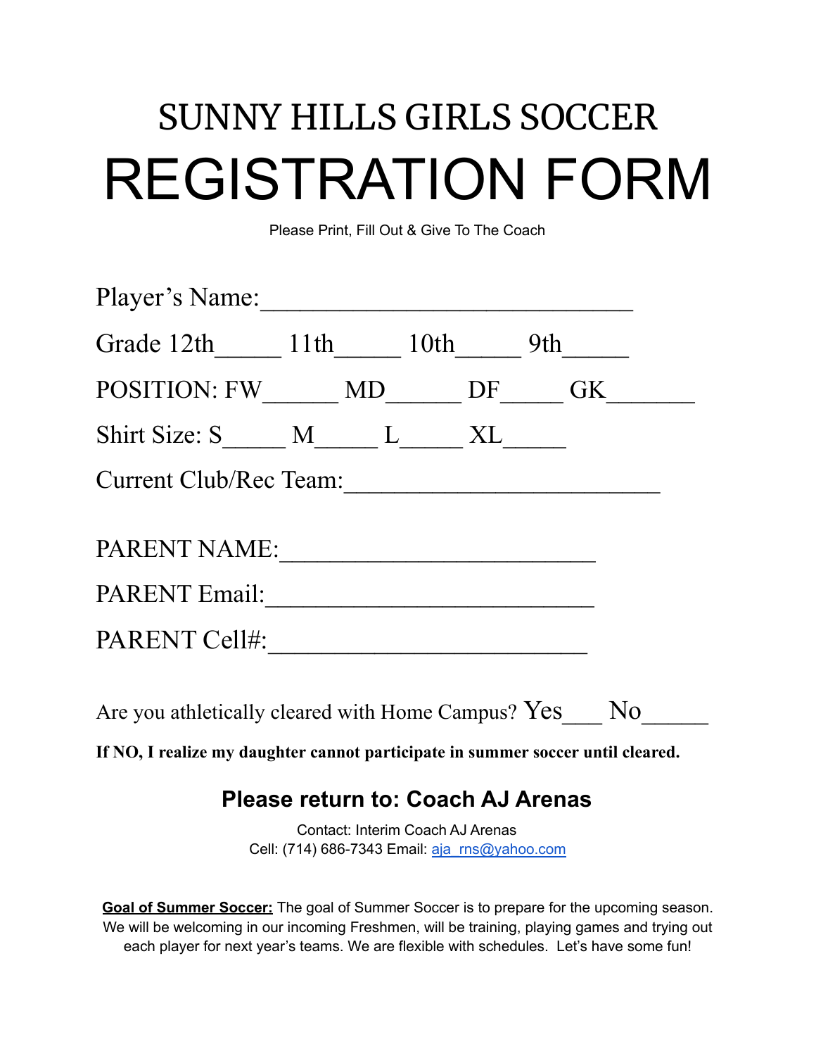# SUNNY HILLS GIRLS SOCCER

# REGISTRATION FORM

Please Print, Fill Out & Give To The Coach

Player's Name:____________________________

Grade 12th_____ 11th_____ 10th_____ 9th_____

POSITION: FW______ MD______ DF_____ GK_______

Shirt Size: S_____ M_____ L_____ XL_____

Current Club/Rec Team:________________________

PARENT NAME:________________________

PARENT Email:_________________________

PARENT Cell#:________________________

Are you athletically cleared with Home Campus? Yes___ No_____

**If NO, I realize my daughter cannot participate in summer soccer until cleared.**

## Please return to: Coach AJ Arenas

Contact: Interim Coach AJ Arenas
Cell: (714) 686-7343 Email: aja_rns@yahoo.com

**Goal of Summer Soccer:** The goal of Summer Soccer is to prepare for the upcoming season. We will be welcoming in our incoming Freshmen, will be training, playing games and trying out each player for next year's teams. We are flexible with schedules. Let's have some fun!